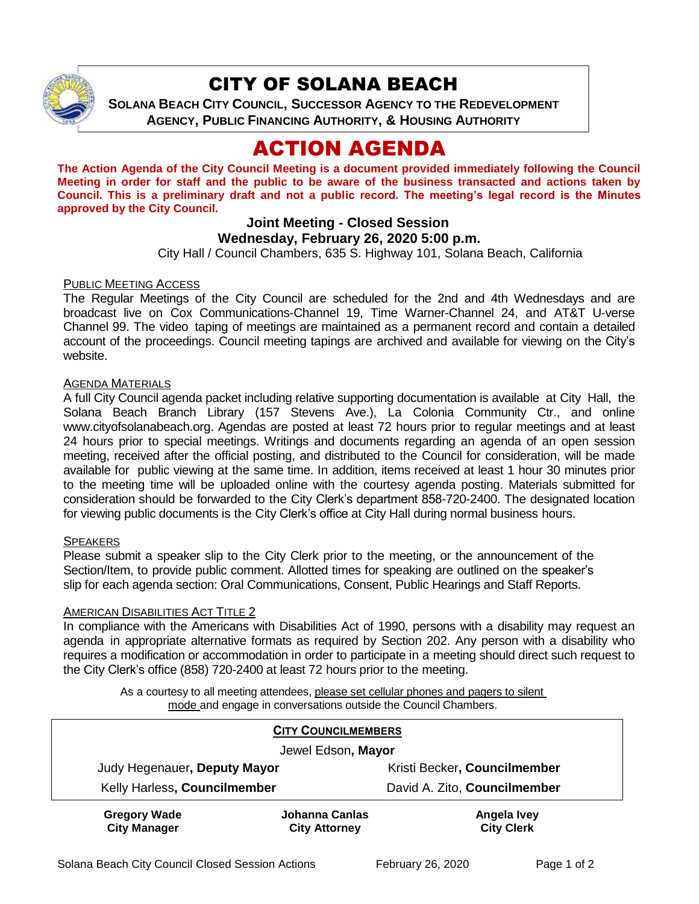# CITY OF SOLANA BEACH

**SOLANA BEACH CITY COUNCIL, SUCCESSOR AGENCY TO THE REDEVELOPMENT AGENCY, PUBLIC FINANCING AUTHORITY, & HOUSING AUTHORITY**

# ACTION AGENDA

**The Action Agenda of the City Council Meeting is a document provided immediately following the Council Meeting in order for staff and the public to be aware of the business transacted and actions taken by Council. This is a preliminary draft and not a public record. The meeting's legal record is the Minutes approved by the City Council.**

### Joint Meeting - Closed Session
### Wednesday, February 26, 2020 5:00 p.m.

City Hall / Council Chambers, 635 S. Highway 101, Solana Beach, California

PUBLIC MEETING ACCESS

The Regular Meetings of the City Council are scheduled for the 2nd and 4th Wednesdays and are broadcast live on Cox Communications-Channel 19, Time Warner-Channel 24, and AT&T U-verse Channel 99. The video taping of meetings are maintained as a permanent record and contain a detailed account of the proceedings. Council meeting tapings are archived and available for viewing on the City's website.

AGENDA MATERIALS

A full City Council agenda packet including relative supporting documentation is available at City Hall, the Solana Beach Branch Library (157 Stevens Ave.), La Colonia Community Ctr., and online www.cityofsolanabeach.org. Agendas are posted at least 72 hours prior to regular meetings and at least 24 hours prior to special meetings. Writings and documents regarding an agenda of an open session meeting, received after the official posting, and distributed to the Council for consideration, will be made available for public viewing at the same time. In addition, items received at least 1 hour 30 minutes prior to the meeting time will be uploaded online with the courtesy agenda posting. Materials submitted for consideration should be forwarded to the City Clerk's department 858-720-2400. The designated location for viewing public documents is the City Clerk's office at City Hall during normal business hours.

SPEAKERS

Please submit a speaker slip to the City Clerk prior to the meeting, or the announcement of the Section/Item, to provide public comment. Allotted times for speaking are outlined on the speaker's slip for each agenda section: Oral Communications, Consent, Public Hearings and Staff Reports.

AMERICAN DISABILITIES ACT TITLE 2

In compliance with the Americans with Disabilities Act of 1990, persons with a disability may request an agenda in appropriate alternative formats as required by Section 202. Any person with a disability who requires a modification or accommodation in order to participate in a meeting should direct such request to the City Clerk's office (858) 720-2400 at least 72 hours prior to the meeting.

As a courtesy to all meeting attendees, please set cellular phones and pagers to silent mode and engage in conversations outside the Council Chambers.

**CITY COUNCILMEMBERS**

Jewel Edson, **Mayor**

| | |
|---|---|
| Judy Hegenauer, **Deputy Mayor** | Kristi Becker, **Councilmember** |
| Kelly Harless, **Councilmember** | David A. Zito, **Councilmember** |

| | | |
|---|---|---|
| **Gregory Wade** **City Manager** | **Johanna Canlas** **City Attorney** | **Angela Ivey** **City Clerk** |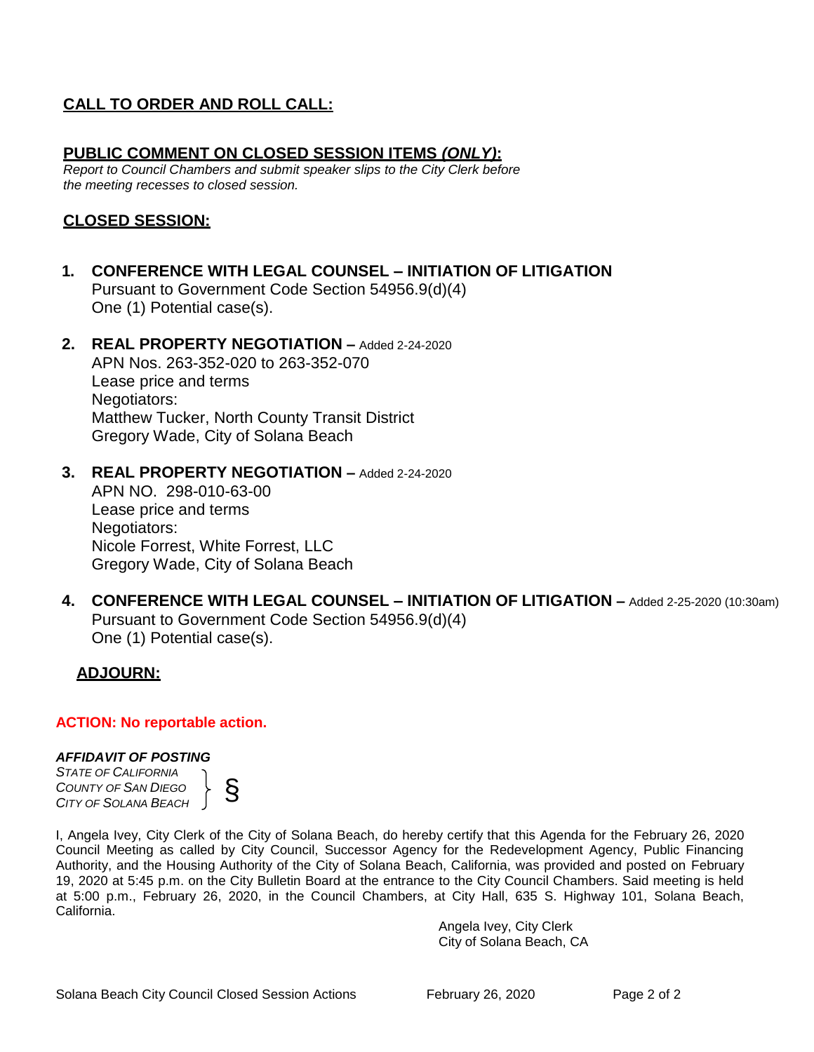## CALL TO ORDER AND ROLL CALL:

## PUBLIC COMMENT ON CLOSED SESSION ITEMS *(ONLY)*:

*Report to Council Chambers and submit speaker slips to the City Clerk before the meeting recesses to closed session.*

## CLOSED SESSION:

**1. CONFERENCE WITH LEGAL COUNSEL – INITIATION OF LITIGATION**
Pursuant to Government Code Section 54956.9(d)(4)
One (1) Potential case(s).

**2. REAL PROPERTY NEGOTIATION –** Added 2-24-2020
APN Nos. 263-352-020 to 263-352-070
Lease price and terms
Negotiators:
Matthew Tucker, North County Transit District
Gregory Wade, City of Solana Beach

**3. REAL PROPERTY NEGOTIATION –** Added 2-24-2020
APN NO. 298-010-63-00
Lease price and terms
Negotiators:
Nicole Forrest, White Forrest, LLC
Gregory Wade, City of Solana Beach

**4. CONFERENCE WITH LEGAL COUNSEL – INITIATION OF LITIGATION –** Added 2-25-2020 (10:30am)
Pursuant to Government Code Section 54956.9(d)(4)
One (1) Potential case(s).

## ADJOURN:

**ACTION: No reportable action.**

***AFFIDAVIT OF POSTING***

*STATE OF CALIFORNIA*
*COUNTY OF SAN DIEGO* } §
*CITY OF SOLANA BEACH*

I, Angela Ivey, City Clerk of the City of Solana Beach, do hereby certify that this Agenda for the February 26, 2020 Council Meeting as called by City Council, Successor Agency for the Redevelopment Agency, Public Financing Authority, and the Housing Authority of the City of Solana Beach, California, was provided and posted on February 19, 2020 at 5:45 p.m. on the City Bulletin Board at the entrance to the City Council Chambers. Said meeting is held at 5:00 p.m., February 26, 2020, in the Council Chambers, at City Hall, 635 S. Highway 101, Solana Beach, California.

Angela Ivey, City Clerk
City of Solana Beach, CA